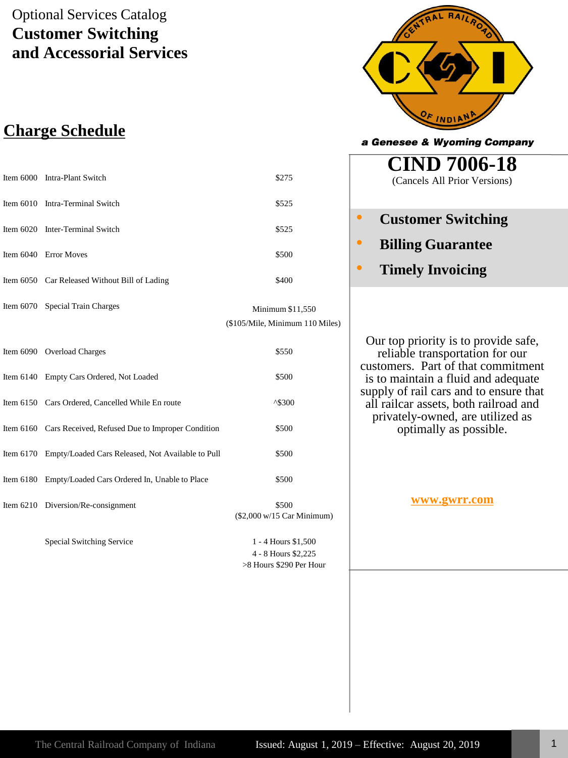Optional Services Catalog

# Customer Switching and Accessorial Services

a Genesee & Wyoming Company

## CIND 7006-18

(Cancels All Prior Versions)

- **Customer Switching**
- **Billing Guarantee**
- **Timely Invoicing**

Our top priority is to provide safe, reliable transportation for our customers. Part of that commitment is to maintain a fluid and adequate supply of rail cars and to ensure that all railcar assets, both railroad and privately-owned, are utilized as optimally as possible.

**www.gwrr.com**

## Charge Schedule

| Item | Description | Charge |
|---|---|---|
| Item 6000 | Intra-Plant Switch | $275 |
| Item 6010 | Intra-Terminal Switch | $525 |
| Item 6020 | Inter-Terminal Switch | $525 |
| Item 6040 | Error Moves | $500 |
| Item 6050 | Car Released Without Bill of Lading | $400 |
| Item 6070 | Special Train Charges | Minimum $11,550 ($105/Mile, Minimum 110 Miles) |
| Item 6090 | Overload Charges | $550 |
| Item 6140 | Empty Cars Ordered, Not Loaded | $500 |
| Item 6150 | Cars Ordered, Cancelled While En route | ^$300 |
| Item 6160 | Cars Received, Refused Due to Improper Condition | $500 |
| Item 6170 | Empty/Loaded Cars Released, Not Available to Pull | $500 |
| Item 6180 | Empty/Loaded Cars Ordered In, Unable to Place | $500 |
| Item 6210 | Diversion/Re-consignment | $500 ($2,000 w/15 Car Minimum) |
| | Special Switching Service | 1 - 4 Hours $1,500<br>4 - 8 Hours $2,225<br>>8 Hours $290 Per Hour |

The Central Railroad Company of Indiana — Issued: August 1, 2019 – Effective: August 20, 2019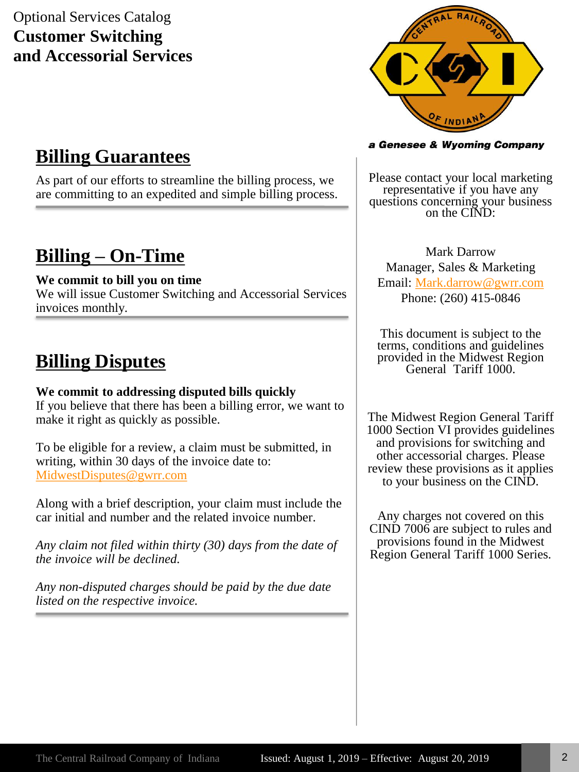Optional Services Catalog
**Customer Switching and Accessorial Services**

a Genesee & Wyoming Company

## Billing Guarantees

As part of our efforts to streamline the billing process, we are committing to an expedited and simple billing process.

## Billing – On-Time

**We commit to bill you on time**
We will issue Customer Switching and Accessorial Services invoices monthly.

## Billing Disputes

**We commit to addressing disputed bills quickly**
If you believe that there has been a billing error, we want to make it right as quickly as possible.

To be eligible for a review, a claim must be submitted, in writing, within 30 days of the invoice date to: MidwestDisputes@gwrr.com

Along with a brief description, your claim must include the car initial and number and the related invoice number.

*Any claim not filed within thirty (30) days from the date of the invoice will be declined.*

*Any non-disputed charges should be paid by the due date listed on the respective invoice.*

Please contact your local marketing representative if you have any questions concerning your business on the CIND:

Mark Darrow
Manager, Sales & Marketing
Email: Mark.darrow@gwrr.com
Phone: (260) 415-0846

This document is subject to the terms, conditions and guidelines provided in the Midwest Region General Tariff 1000.

The Midwest Region General Tariff 1000 Section VI provides guidelines and provisions for switching and other accessorial charges. Please review these provisions as it applies to your business on the CIND.

Any charges not covered on this CIND 7006 are subject to rules and provisions found in the Midwest Region General Tariff 1000 Series.

The Central Railroad Company of Indiana    Issued: August 1, 2019 – Effective: August 20, 2019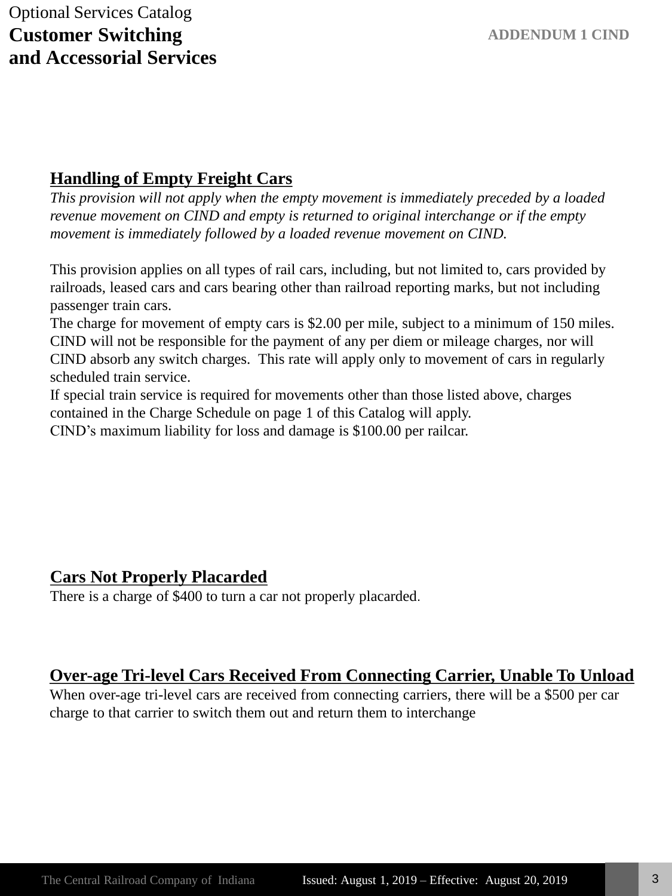Optional Services Catalog

**Customer Switching and Accessorial Services**

**ADDENDUM 1 CIND**

## Handling of Empty Freight Cars

*This provision will not apply when the empty movement is immediately preceded by a loaded revenue movement on CIND and empty is returned to original interchange or if the empty movement is immediately followed by a loaded revenue movement on CIND.*

This provision applies on all types of rail cars, including, but not limited to, cars provided by railroads, leased cars and cars bearing other than railroad reporting marks, but not including passenger train cars.

The charge for movement of empty cars is $2.00 per mile, subject to a minimum of 150 miles. CIND will not be responsible for the payment of any per diem or mileage charges, nor will CIND absorb any switch charges. This rate will apply only to movement of cars in regularly scheduled train service.

If special train service is required for movements other than those listed above, charges contained in the Charge Schedule on page 1 of this Catalog will apply.

CIND's maximum liability for loss and damage is $100.00 per railcar.

## Cars Not Properly Placarded

There is a charge of $400 to turn a car not properly placarded.

## Over-age Tri-level Cars Received From Connecting Carrier, Unable To Unload

When over-age tri-level cars are received from connecting carriers, there will be a $500 per car charge to that carrier to switch them out and return them to interchange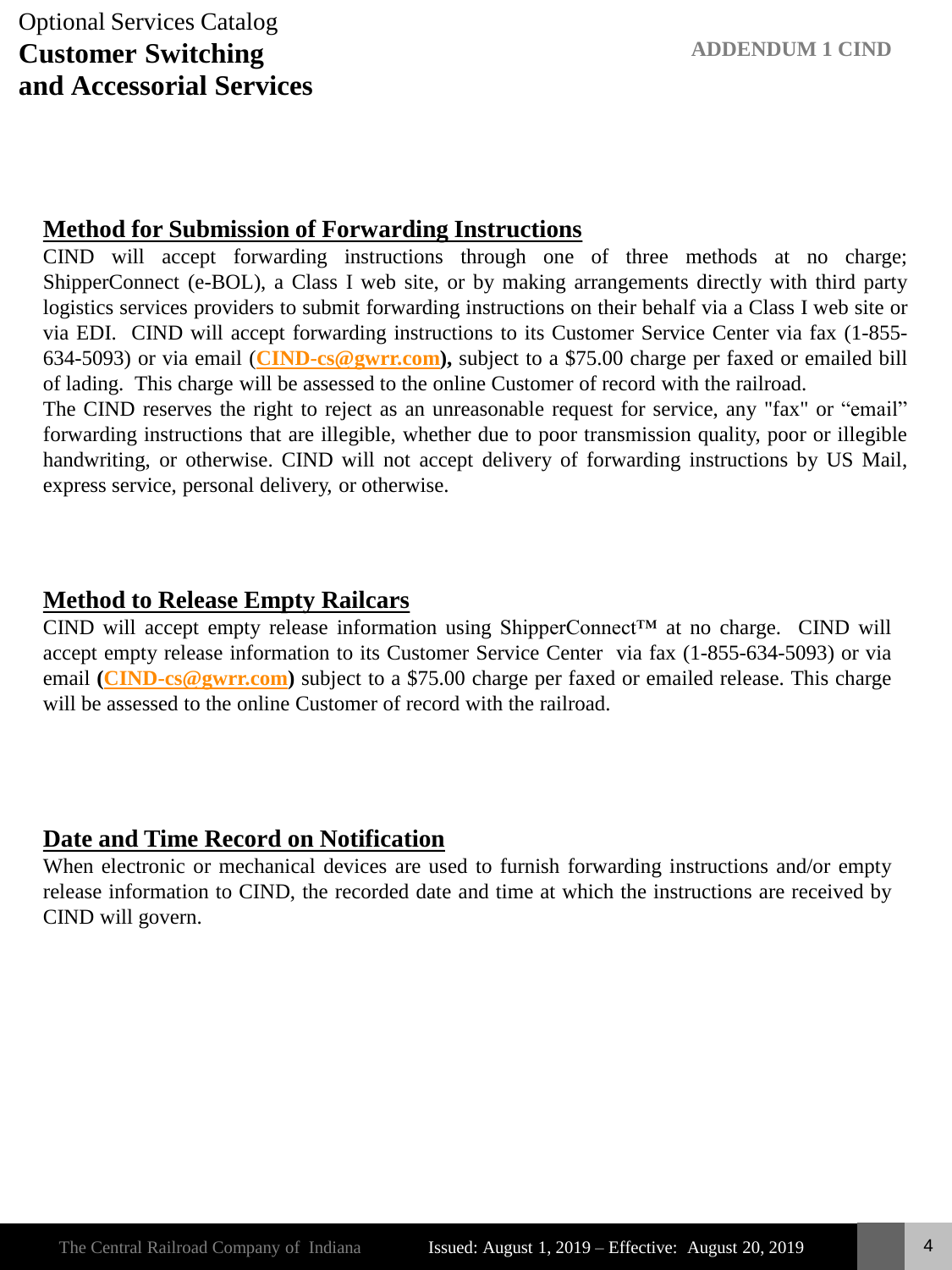## Method for Submission of Forwarding Instructions

CIND will accept forwarding instructions through one of three methods at no charge; ShipperConnect (e-BOL), a Class I web site, or by making arrangements directly with third party logistics services providers to submit forwarding instructions on their behalf via a Class I web site or via EDI. CIND will accept forwarding instructions to its Customer Service Center via fax (1-855-634-5093) or via email (**CIND-cs@gwrr.com**), subject to a $75.00 charge per faxed or emailed bill of lading. This charge will be assessed to the online Customer of record with the railroad.

The CIND reserves the right to reject as an unreasonable request for service, any "fax" or "email" forwarding instructions that are illegible, whether due to poor transmission quality, poor or illegible handwriting, or otherwise. CIND will not accept delivery of forwarding instructions by US Mail, express service, personal delivery, or otherwise.

## Method to Release Empty Railcars

CIND will accept empty release information using ShipperConnect™ at no charge. CIND will accept empty release information to its Customer Service Center via fax (1-855-634-5093) or via email (**CIND-cs@gwrr.com**) subject to a $75.00 charge per faxed or emailed release. This charge will be assessed to the online Customer of record with the railroad.

## Date and Time Record on Notification

When electronic or mechanical devices are used to furnish forwarding instructions and/or empty release information to CIND, the recorded date and time at which the instructions are received by CIND will govern.